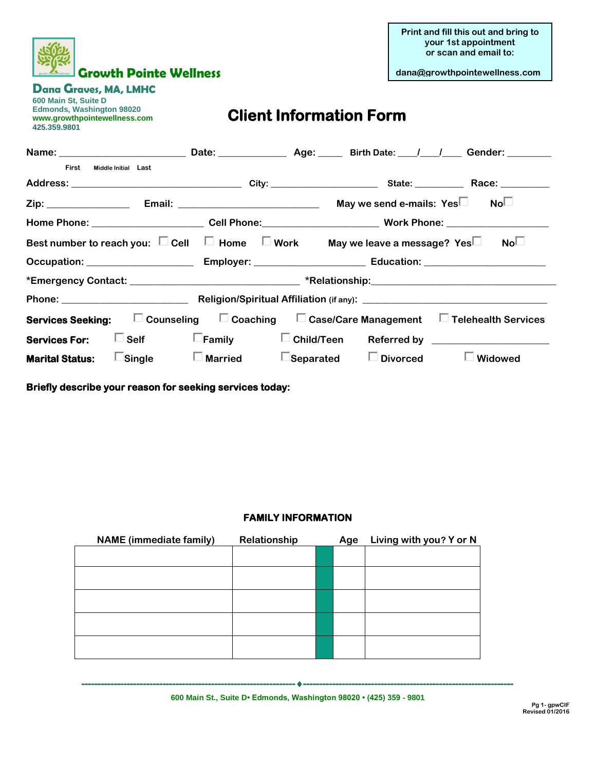Print and fill this out and bring to your 1st appointment or scan and email to:

dana@growthpointewellness.com

**Growth Pointe Wellness**

**Dana Graves, MA, LMHC**
600 Main St, Suite D
Edmonds, Washington 98020
www.growthpointewellness.com
425.359.9801

# Client Information Form

**Name:** ______________________ **Date:** ____________ **Age:** _____ **Birth Date:** ____/____/____ **Gender:** ________

First Middle Initial Last

**Address:** ______________________________ **City:** ____________________ **State:** _________ **Race:** _________

**Zip:** _______________ **Email:** _________________________ **May we send e-mails:** Yes☐ No☐

**Home Phone:** ____________________ **Cell Phone:** ____________________ **Work Phone:** __________________

**Best number to reach you:** ☐ Cell ☐ Home ☐ Work **May we leave a message?** Yes☐ No☐

**Occupation:** ___________________ **Employer:** ____________________ **Education:** ______________________

***Emergency Contact:** _____________________________ ***Relationship:** _________________________________

**Phone:** ______________________ **Religion/Spiritual Affiliation** (if any): _________________________________

**Services Seeking:** ☐ Counseling ☐ Coaching ☐ Case/Care Management ☐ Telehealth Services

**Services For:** ☐ Self ☐ Family ☐ Child/Teen Referred by ______________________

**Marital Status:** ☐ Single ☐ Married ☐ Separated ☐ Divorced ☐ Widowed

**Briefly describe your reason for seeking services today:**

### FAMILY INFORMATION

| NAME (immediate family) | Relationship | | Age | Living with you? Y or N |
|---|---|---|---|---|
| | | | | |
| | | | | |
| | | | | |
| | | | | |
| | | | | |

600 Main St., Suite D• Edmonds, Washington 98020 • (425) 359 - 9801

Pg 1- gpwCIF
Revised 01/2016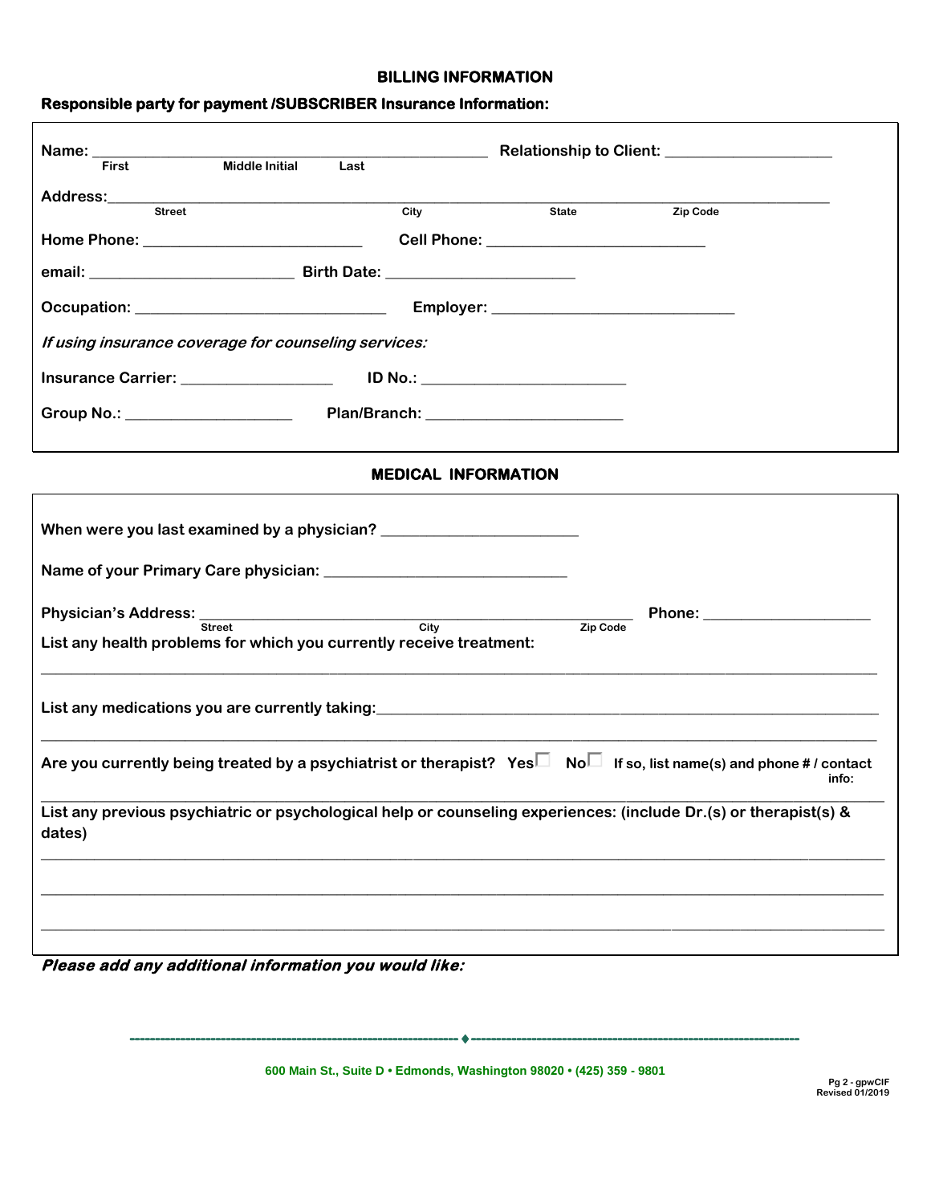## BILLING INFORMATION

**Responsible party for payment /SUBSCRIBER Insurance Information:**

**Name:** ______________________________________________ **Relationship to Client:** ____________________
First Middle Initial Last

**Address:**__________________________________________________________________________________
Street City State Zip Code

**Home Phone:** __________________________ **Cell Phone:** __________________________

**email:** ________________________ **Birth Date:** ______________________

**Occupation:** ______________________________ **Employer:** ____________________________

***If using insurance coverage for counseling services:***

**Insurance Carrier:** __________________ **ID No.:** ________________________

**Group No.:** ____________________ **Plan/Branch:** _______________________

## MEDICAL INFORMATION

**When were you last examined by a physician?** _______________________

**Name of your Primary Care physician:** _____________________________

**Physician's Address:** ___________________________________________________ **Phone:** ____________________
Street City Zip Code

**List any health problems for which you currently receive treatment:**

_____________________________________________________________________________________________

**List any medications you are currently taking:**_______________________________________________________

_____________________________________________________________________________________________

**Are you currently being treated by a psychiatrist or therapist? Yes☐ No☐ If so, list name(s) and phone # / contact info:**

_____________________________________________________________________________________________

**List any previous psychiatric or psychological help or counseling experiences: (include Dr.(s) or therapist(s) & dates)**

_____________________________________________________________________________________________

_____________________________________________________________________________________________

_____________________________________________________________________________________________

***Please add any additional information you would like:***

600 Main St., Suite D • Edmonds, Washington 98020 • (425) 359 - 9801

Pg 2 - gpwCIF
Revised 01/2019